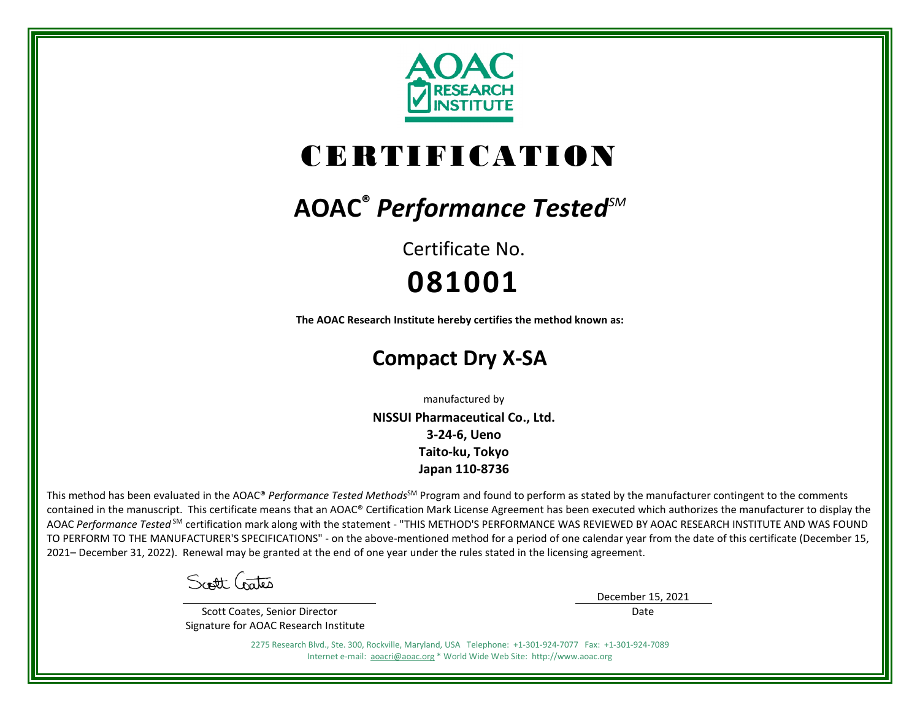AOAC RESEARCH INSTITUTE

# CERTIFICATION

## AOAC® *Performance Tested*SM

Certificate No.

# 081001

**The AOAC Research Institute hereby certifies the method known as:**

## Compact Dry X-SA

manufactured by

**NISSUI Pharmaceutical Co., Ltd.**
**3-24-6, Ueno**
**Taito-ku, Tokyo**
**Japan 110-8736**

This method has been evaluated in the AOAC® *Performance Tested Methods*SM Program and found to perform as stated by the manufacturer contingent to the comments contained in the manuscript. This certificate means that an AOAC® Certification Mark License Agreement has been executed which authorizes the manufacturer to display the AOAC *Performance Tested* SM certification mark along with the statement - "THIS METHOD'S PERFORMANCE WAS REVIEWED BY AOAC RESEARCH INSTITUTE AND WAS FOUND TO PERFORM TO THE MANUFACTURER'S SPECIFICATIONS" - on the above-mentioned method for a period of one calendar year from the date of this certificate (December 15, 2021– December 31, 2022). Renewal may be granted at the end of one year under the rules stated in the licensing agreement.

Scott Coates

Scott Coates, Senior Director
Signature for AOAC Research Institute

December 15, 2021
Date

2275 Research Blvd., Ste. 300, Rockville, Maryland, USA Telephone: +1-301-924-7077 Fax: +1-301-924-7089
Internet e-mail: aoacri@aoac.org * World Wide Web Site: http://www.aoac.org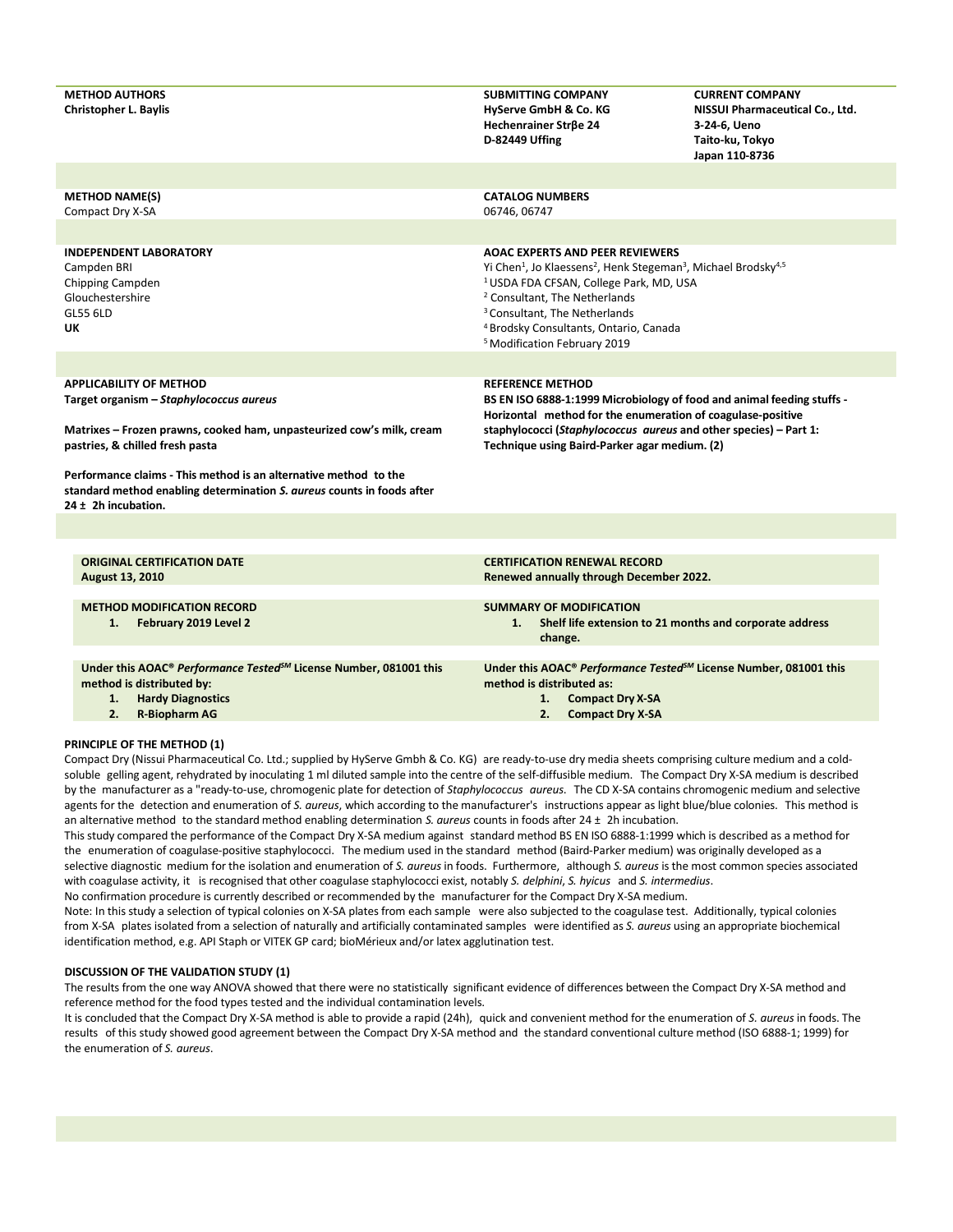| **METHOD AUTHORS** | **SUBMITTING COMPANY** | **CURRENT COMPANY** |
| --- | --- | --- |
| **Christopher L. Baylis** | **HyServe GmbH & Co. KG**<br>**Hechenrainer Strβe 24**<br>**D-82449 Uffing** | **NISSUI Pharmaceutical Co., Ltd.**<br>**3-24-6, Ueno**<br>**Taito-ku, Tokyo**<br>**Japan 110-8736** |

| **METHOD NAME(S)** | **CATALOG NUMBERS** |
| --- | --- |
| Compact Dry X-SA | 06746, 06747 |

| **INDEPENDENT LABORATORY** | **AOAC EXPERTS AND PEER REVIEWERS** |
| --- | --- |
| Campden BRI<br>Chipping Campden<br>Glouchestershire<br>GL55 6LD<br>**UK** | Yi Chen[1], Jo Klaessens[2], Henk Stegeman[3], Michael Brodsky[4,5]<br>[1] USDA FDA CFSAN, College Park, MD, USA<br>[2] Consultant, The Netherlands<br>[3] Consultant, The Netherlands<br>[4] Brodsky Consultants, Ontario, Canada<br>[5] Modification February 2019 |

| **APPLICABILITY OF METHOD** | **REFERENCE METHOD** |
| --- | --- |
| **Target organism – *Staphylococcus aureus***<br><br>**Matrixes – Frozen prawns, cooked ham, unpasteurized cow's milk, cream pastries, & chilled fresh pasta**<br><br>**Performance claims - This method is an alternative method to the standard method enabling determination *S. aureus* counts in foods after 24 ± 2h incubation.** | **BS EN ISO 6888-1:1999 Microbiology of food and animal feeding stuffs - Horizontal method for the enumeration of coagulase-positive staphylococci (*Staphylococcus aureus* and other species) – Part 1: Technique using Baird-Parker agar medium. (2)** |

| **ORIGINAL CERTIFICATION DATE** | **CERTIFICATION RENEWAL RECORD** |
| --- | --- |
| **August 13, 2010** | **Renewed annually through December 2022.** |

| **METHOD MODIFICATION RECORD** | **SUMMARY OF MODIFICATION** |
| --- | --- |
| 1. **February 2019 Level 2** | 1. **Shelf life extension to 21 months and corporate address change.** |

| **Under this AOAC® *Performance Tested*SM License Number, 081001 this method is distributed by:** | **Under this AOAC® *Performance Tested*SM License Number, 081001 this method is distributed as:** |
| --- | --- |
| 1. **Hardy Diagnostics**<br>2. **R-Biopharm AG** | 1. **Compact Dry X-SA**<br>2. **Compact Dry X-SA** |

**PRINCIPLE OF THE METHOD (1)**

Compact Dry (Nissui Pharmaceutical Co. Ltd.; supplied by HyServe Gmbh & Co. KG) are ready-to-use dry media sheets comprising culture medium and a cold-soluble gelling agent, rehydrated by inoculating 1 ml diluted sample into the centre of the self-diffusible medium. The Compact Dry X-SA medium is described by the manufacturer as a "ready-to-use, chromogenic plate for detection of *Staphylococcus aureus*. The CD X-SA contains chromogenic medium and selective agents for the detection and enumeration of *S. aureus*, which according to the manufacturer's instructions appear as light blue/blue colonies. This method is an alternative method to the standard method enabling determination *S. aureus* counts in foods after 24 ± 2h incubation.

This study compared the performance of the Compact Dry X-SA medium against standard method BS EN ISO 6888-1:1999 which is described as a method for the enumeration of coagulase-positive staphylococci. The medium used in the standard method (Baird-Parker medium) was originally developed as a selective diagnostic medium for the isolation and enumeration of *S. aureus* in foods. Furthermore, although *S. aureus* is the most common species associated with coagulase activity, it is recognised that other coagulase staphylococci exist, notably *S. delphini*, *S. hyicus* and *S. intermedius*.

No confirmation procedure is currently described or recommended by the manufacturer for the Compact Dry X-SA medium.

Note: In this study a selection of typical colonies on X-SA plates from each sample were also subjected to the coagulase test. Additionally, typical colonies from X-SA plates isolated from a selection of naturally and artificially contaminated samples were identified as *S. aureus* using an appropriate biochemical identification method, e.g. API Staph or VITEK GP card; bioMérieux and/or latex agglutination test.

**DISCUSSION OF THE VALIDATION STUDY (1)**

The results from the one way ANOVA showed that there were no statistically significant evidence of differences between the Compact Dry X-SA method and reference method for the food types tested and the individual contamination levels.

It is concluded that the Compact Dry X-SA method is able to provide a rapid (24h), quick and convenient method for the enumeration of *S. aureus* in foods. The results of this study showed good agreement between the Compact Dry X-SA method and the standard conventional culture method (ISO 6888-1; 1999) for the enumeration of *S. aureus*.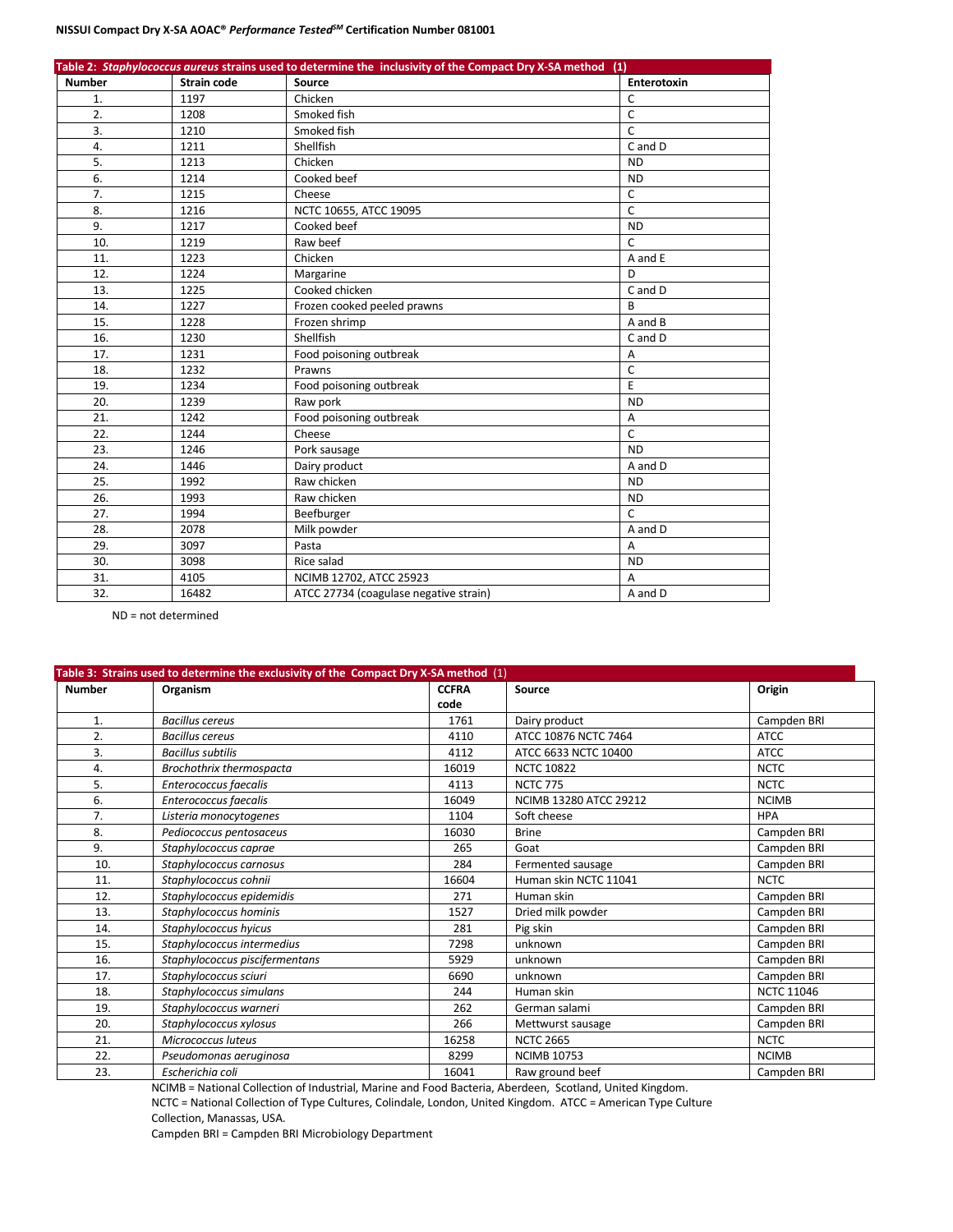Table 2: *Staphylococcus aureus* strains used to determine the inclusivity of the Compact Dry X-SA method (1)

| Number | Strain code | Source | Enterotoxin |
|---|---|---|---|
| 1. | 1197 | Chicken | C |
| 2. | 1208 | Smoked fish | C |
| 3. | 1210 | Smoked fish | C |
| 4. | 1211 | Shellfish | C and D |
| 5. | 1213 | Chicken | ND |
| 6. | 1214 | Cooked beef | ND |
| 7. | 1215 | Cheese | C |
| 8. | 1216 | NCTC 10655, ATCC 19095 | C |
| 9. | 1217 | Cooked beef | ND |
| 10. | 1219 | Raw beef | C |
| 11. | 1223 | Chicken | A and E |
| 12. | 1224 | Margarine | D |
| 13. | 1225 | Cooked chicken | C and D |
| 14. | 1227 | Frozen cooked peeled prawns | B |
| 15. | 1228 | Frozen shrimp | A and B |
| 16. | 1230 | Shellfish | C and D |
| 17. | 1231 | Food poisoning outbreak | A |
| 18. | 1232 | Prawns | C |
| 19. | 1234 | Food poisoning outbreak | E |
| 20. | 1239 | Raw pork | ND |
| 21. | 1242 | Food poisoning outbreak | A |
| 22. | 1244 | Cheese | C |
| 23. | 1246 | Pork sausage | ND |
| 24. | 1446 | Dairy product | A and D |
| 25. | 1992 | Raw chicken | ND |
| 26. | 1993 | Raw chicken | ND |
| 27. | 1994 | Beefburger | C |
| 28. | 2078 | Milk powder | A and D |
| 29. | 3097 | Pasta | A |
| 30. | 3098 | Rice salad | ND |
| 31. | 4105 | NCIMB 12702, ATCC 25923 | A |
| 32. | 16482 | ATCC 27734 (coagulase negative strain) | A and D |

ND = not determined

Table 3: Strains used to determine the exclusivity of the Compact Dry X-SA method (1)

| Number | Organism | CCFRA code | Source | Origin |
|---|---|---|---|---|
| 1. | *Bacillus cereus* | 1761 | Dairy product | Campden BRI |
| 2. | *Bacillus cereus* | 4110 | ATCC 10876 NCTC 7464 | ATCC |
| 3. | *Bacillus subtilis* | 4112 | ATCC 6633 NCTC 10400 | ATCC |
| 4. | *Brochothrix thermospacta* | 16019 | NCTC 10822 | NCTC |
| 5. | *Enterococcus faecalis* | 4113 | NCTC 775 | NCTC |
| 6. | *Enterococcus faecalis* | 16049 | NCIMB 13280 ATCC 29212 | NCIMB |
| 7. | *Listeria monocytogenes* | 1104 | Soft cheese | HPA |
| 8. | *Pediococcus pentosaceus* | 16030 | Brine | Campden BRI |
| 9. | *Staphylococcus caprae* | 265 | Goat | Campden BRI |
| 10. | *Staphylococcus carnosus* | 284 | Fermented sausage | Campden BRI |
| 11. | *Staphylococcus cohnii* | 16604 | Human skin NCTC 11041 | NCTC |
| 12. | *Staphylococcus epidemidis* | 271 | Human skin | Campden BRI |
| 13. | *Staphylococcus hominis* | 1527 | Dried milk powder | Campden BRI |
| 14. | *Staphylococcus hyicus* | 281 | Pig skin | Campden BRI |
| 15. | *Staphylococcus intermedius* | 7298 | unknown | Campden BRI |
| 16. | *Staphylococcus piscifermentans* | 5929 | unknown | Campden BRI |
| 17. | *Staphylococcus sciuri* | 6690 | unknown | Campden BRI |
| 18. | *Staphylococcus simulans* | 244 | Human skin | NCTC 11046 |
| 19. | *Staphylococcus warneri* | 262 | German salami | Campden BRI |
| 20. | *Staphylococcus xylosus* | 266 | Mettwurst sausage | Campden BRI |
| 21. | *Micrococcus luteus* | 16258 | NCTC 2665 | NCTC |
| 22. | *Pseudomonas aeruginosa* | 8299 | NCIMB 10753 | NCIMB |
| 23. | *Escherichia coli* | 16041 | Raw ground beef | Campden BRI |

NCIMB = National Collection of Industrial, Marine and Food Bacteria, Aberdeen, Scotland, United Kingdom.
NCTC = National Collection of Type Cultures, Colindale, London, United Kingdom. ATCC = American Type Culture Collection, Manassas, USA.
Campden BRI = Campden BRI Microbiology Department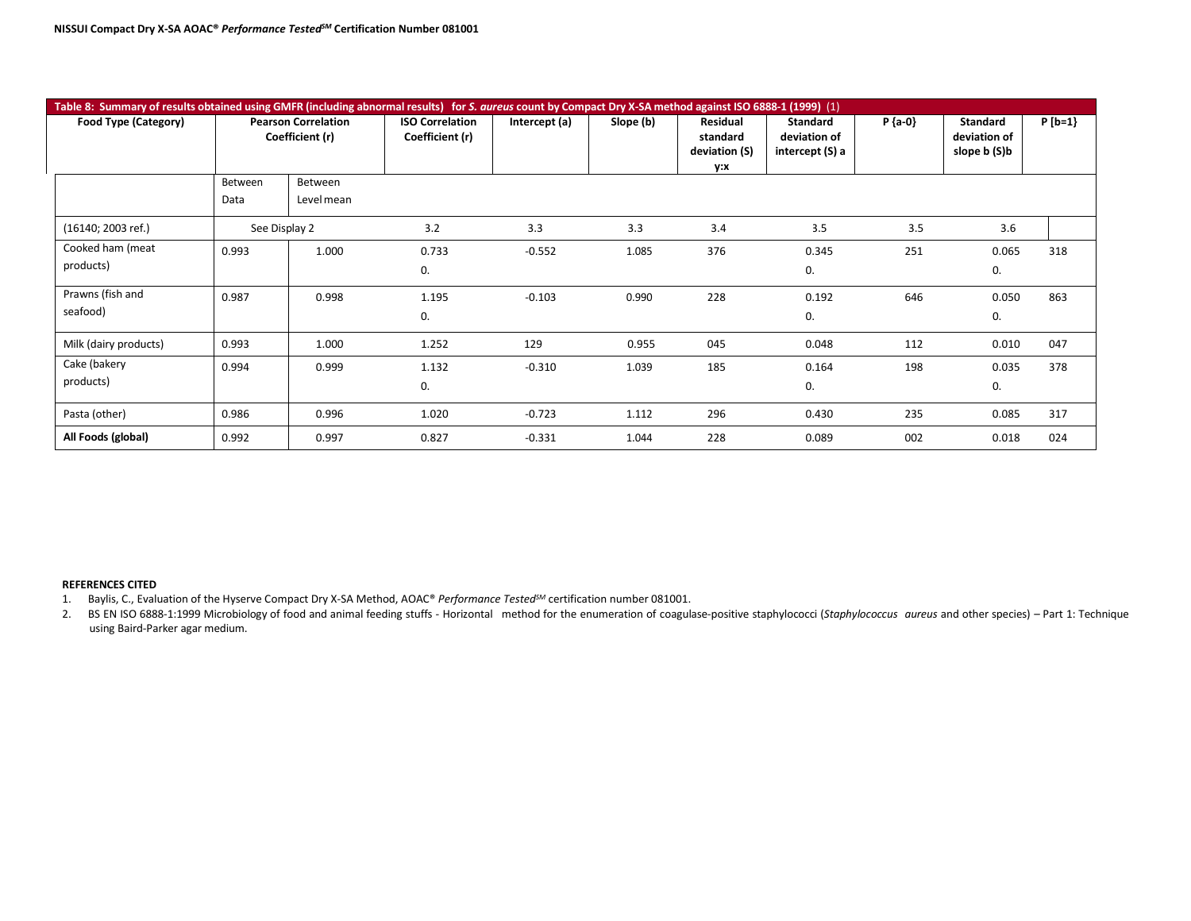| Table 8: Summary of results obtained using GMFR (including abnormal results) for *S. aureus* count by Compact Dry X-SA method against ISO 6888-1 (1999) (1) | | | | | | | | | | |
|---|---|---|---|---|---|---|---|---|---|---|
| **Food Type (Category)** | **Pearson Correlation Coefficient (r)** | | **ISO Correlation Coefficient (r)** | **Intercept (a)** | **Slope (b)** | **Residual standard deviation (S) y:x** | **Standard deviation of intercept (S) a** | **P {a-0}** | **Standard deviation of slope b (S)b** | **P [b=1}** |
| | Between Data | Between Level mean | | | | | | | | |
| (16140; 2003 ref.) | See Display 2 | | 3.2 | 3.3 | 3.3 | 3.4 | 3.5 | 3.5 | 3.6 | |
| Cooked ham (meat products) | 0.993 | 1.000 | 0.733 0. | -0.552 | 1.085 | 376 | 0.345 0. | 251 | 0.065 0. | 318 |
| Prawns (fish and seafood) | 0.987 | 0.998 | 1.195 0. | -0.103 | 0.990 | 228 | 0.192 0. | 646 | 0.050 0. | 863 |
| Milk (dairy products) | 0.993 | 1.000 | 1.252 | 129 | 0.955 | 045 | 0.048 | 112 | 0.010 | 047 |
| Cake (bakery products) | 0.994 | 0.999 | 1.132 0. | -0.310 | 1.039 | 185 | 0.164 0. | 198 | 0.035 0. | 378 |
| Pasta (other) | 0.986 | 0.996 | 1.020 | -0.723 | 1.112 | 296 | 0.430 | 235 | 0.085 | 317 |
| **All Foods (global)** | 0.992 | 0.997 | 0.827 | -0.331 | 1.044 | 228 | 0.089 | 002 | 0.018 | 024 |

**REFERENCES CITED**

1. Baylis, C., Evaluation of the Hyserve Compact Dry X-SA Method, AOAC® *Performance Tested*SM certification number 081001.
2. BS EN ISO 6888-1:1999 Microbiology of food and animal feeding stuffs - Horizontal method for the enumeration of coagulase-positive staphylococci (*Staphylococcus aureus* and other species) – Part 1: Technique using Baird-Parker agar medium.